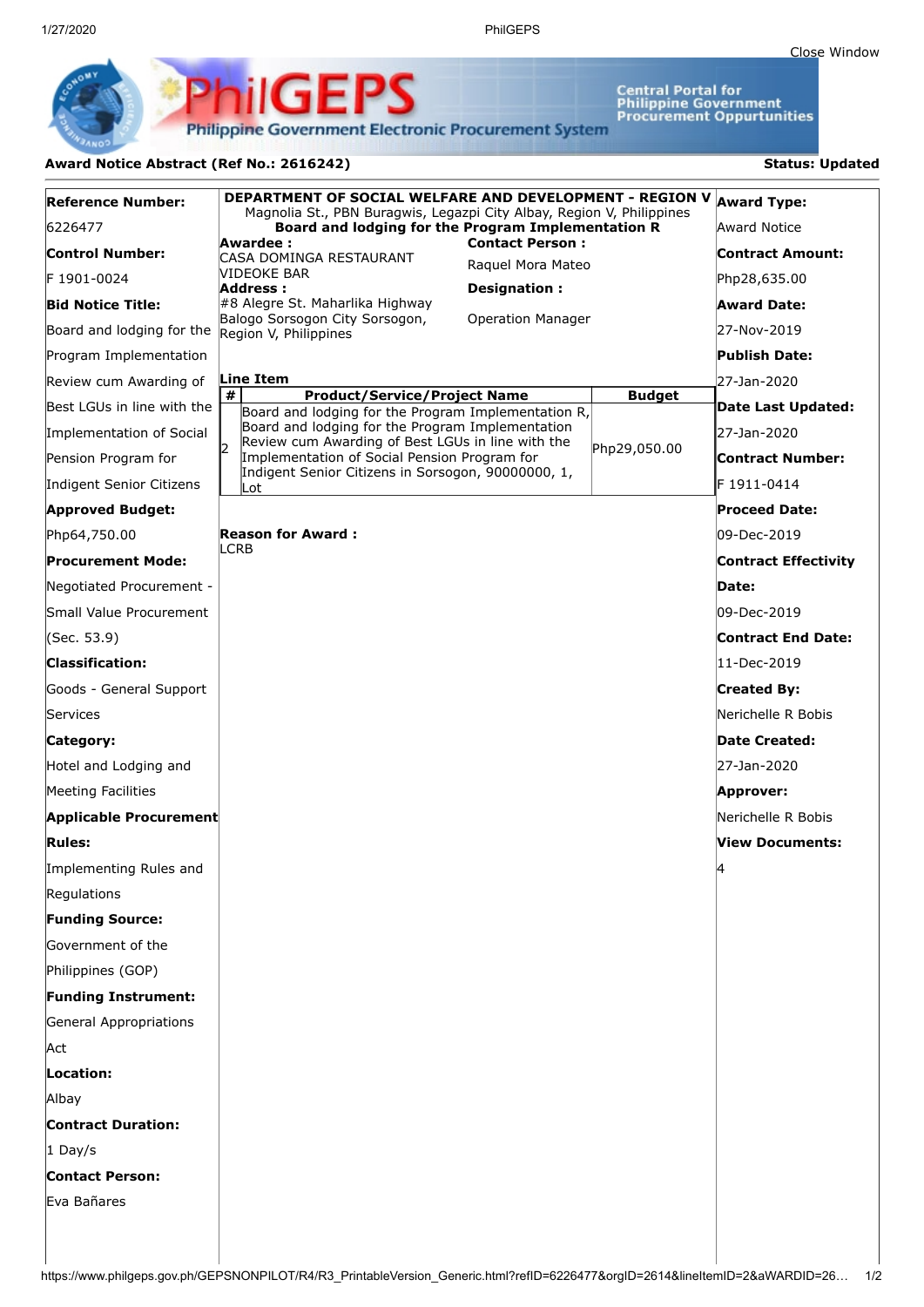Close Window

**PhilGEPS** — Philippine Government Electronic Procurement System

Central Portal for Philippine Government Procurement Oppurtunities

## Award Notice Abstract (Ref No.: 2616242)

**Status: Updated**

**Reference Number:**
6226477

**Control Number:**
F 1901-0024

**Bid Notice Title:**
Board and lodging for the Program Implementation Review cum Awarding of Best LGUs in line with the Implementation of Social Pension Program for Indigent Senior Citizens

**Approved Budget:**
Php64,750.00

**Procurement Mode:**
Negotiated Procurement - Small Value Procurement (Sec. 53.9)

**Classification:**
Goods - General Support Services

**Category:**
Hotel and Lodging and Meeting Facilities

**Applicable Procurement Rules:**
Implementing Rules and Regulations

**Funding Source:**
Government of the Philippines (GOP)

**Funding Instrument:**
General Appropriations Act

**Location:**
Albay

**Contract Duration:**
1 Day/s

**Contact Person:**
Eva Bañares

---

**DEPARTMENT OF SOCIAL WELFARE AND DEVELOPMENT - REGION V**
Magnolia St., PBN Buragwis, Legazpi City Albay, Region V, Philippines
**Board and lodging for the Program Implementation R**

**Awardee :**
CASA DOMINGA RESTAURANT VIDEOKE BAR

**Address :**
#8 Alegre St. Maharlika Highway Balogo Sorsogon City Sorsogon, Region V, Philippines

**Contact Person :**
Raquel Mora Mateo

**Designation :**
Operation Manager

**Line Item**

| # | Product/Service/Project Name | Budget |
|---|---|---|
| 2 | Board and lodging for the Program Implementation R, Board and lodging for the Program Implementation Review cum Awarding of Best LGUs in line with the Implementation of Social Pension Program for Indigent Senior Citizens in Sorsogon, 90000000, 1, Lot | Php29,050.00 |

**Reason for Award :**
LCRB

---

**Award Type:**
Award Notice

**Contract Amount:**
Php28,635.00

**Award Date:**
27-Nov-2019

**Publish Date:**
27-Jan-2020

**Date Last Updated:**
27-Jan-2020

**Contract Number:**
F 1911-0414

**Proceed Date:**
09-Dec-2019

**Contract Effectivity Date:**
09-Dec-2019

**Contract End Date:**
11-Dec-2019

**Created By:**
Nerichelle R Bobis

**Date Created:**
27-Jan-2020

**Approver:**
Nerichelle R Bobis

**View Documents:**
4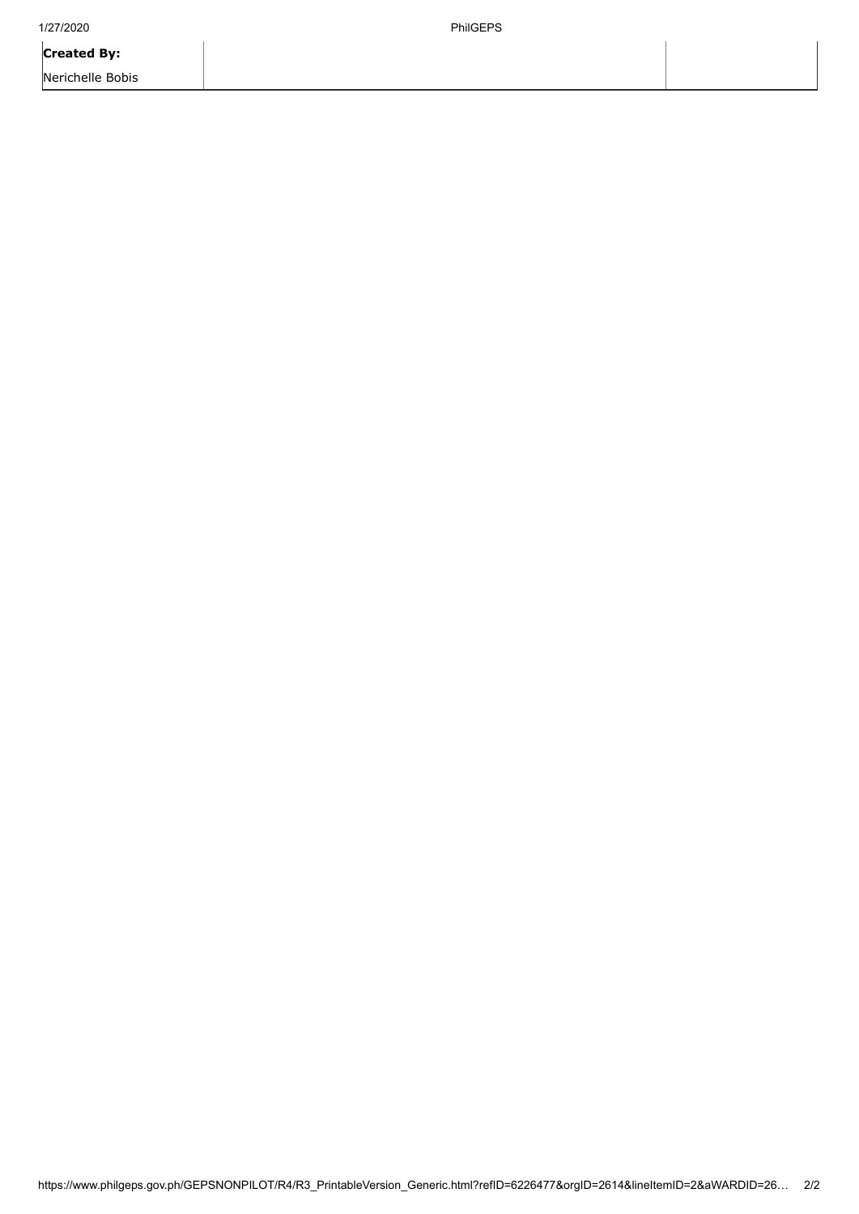| Created By: | | |
|---|---|---|
| Nerichelle Bobis | | |